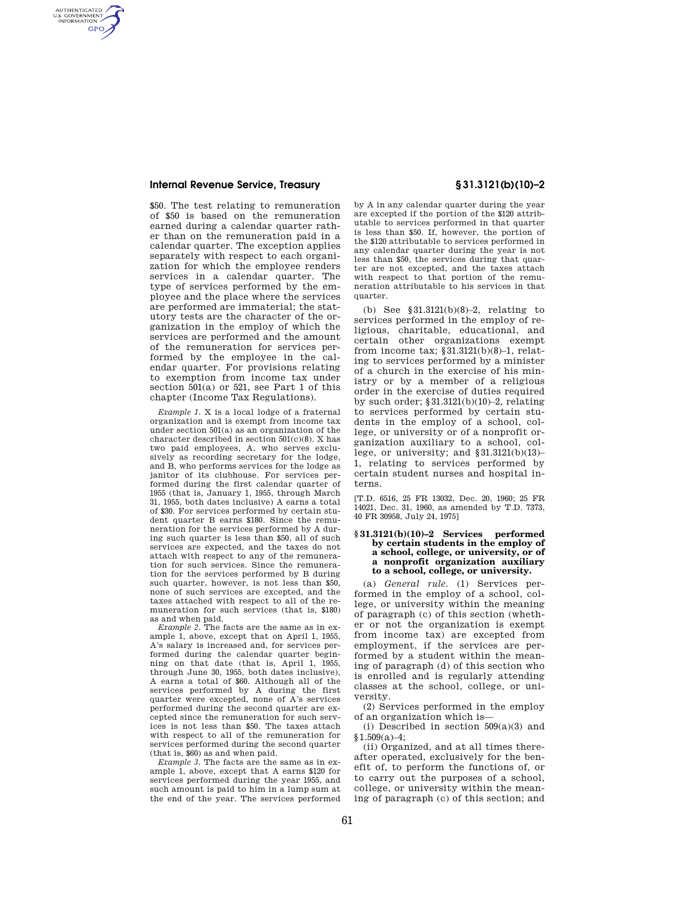$50. The test relating to remuneration of $50 is based on the remuneration earned during a calendar quarter rather than on the remuneration paid in a calendar quarter. The exception applies separately with respect to each organization for which the employee renders services in a calendar quarter. The type of services performed by the employee and the place where the services are performed are immaterial; the statutory tests are the character of the organization in the employ of which the services are performed and the amount of the remuneration for services performed by the employee in the calendar quarter. For provisions relating to exemption from income tax under section 501(a) or 521, see Part 1 of this chapter (Income Tax Regulations).

*Example 1.* X is a local lodge of a fraternal organization and is exempt from income tax under section 501(a) as an organization of the character described in section 501(c)(8). X has two paid employees, A, who serves exclusively as recording secretary for the lodge, and B, who performs services for the lodge as janitor of its clubhouse. For services performed during the first calendar quarter of 1955 (that is, January 1, 1955, through March 31, 1955, both dates inclusive) A earns a total of $30. For services performed by certain student quarter B earns $180. Since the remuneration for the services performed by A during such quarter is less than $50, all of such services are expected, and the taxes do not attach with respect to any of the remuneration for such services. Since the remuneration for the services performed by B during such quarter, however, is not less than $50, none of such services are excepted, and the taxes attached with respect to all of the remuneration for such services (that is, $180) as and when paid.

*Example 2.* The facts are the same as in example 1, above, except that on April 1, 1955, A's salary is increased and, for services performed during the calendar quarter beginning on that date (that is, April 1, 1955, through June 30, 1955, both dates inclusive), A earns a total of $60. Although all of the services performed by A during the first quarter were excepted, none of A's services performed during the second quarter are excepted since the remuneration for such services is not less than $50. The taxes attach with respect to all of the remuneration for services performed during the second quarter (that is, $60) as and when paid.

*Example 3.* The facts are the same as in example 1, above, except that A earns $120 for services performed during the year 1955, and such amount is paid to him in a lump sum at the end of the year. The services performed by A in any calendar quarter during the year are excepted if the portion of the $120 attributable to services performed in that quarter is less than $50. If, however, the portion of the $120 attributable to services performed in any calendar quarter during the year is not less than $50, the services during that quarter are not excepted, and the taxes attach with respect to that portion of the remuneration attributable to his services in that quarter.

(b) See §31.3121(b)(8)–2, relating to services performed in the employ of religious, charitable, educational, and certain other organizations exempt from income tax; §31.3121(b)(8)–1, relating to services performed by a minister of a church in the exercise of his ministry or by a member of a religious order in the exercise of duties required by such order; §31.3121(b)(10)–2, relating to services performed by certain students in the employ of a school, college, or university or of a nonprofit organization auxiliary to a school, college, or university; and §31.3121(b)(13)–1, relating to services performed by certain student nurses and hospital interns.

[T.D. 6516, 25 FR 13032, Dec. 20, 1960; 25 FR 14021, Dec. 31, 1960, as amended by T.D. 7373, 40 FR 30958, July 24, 1975]

## §31.3121(b)(10)–2 Services performed by certain students in the employ of a school, college, or university, or of a nonprofit organization auxiliary to a school, college, or university.

(a) *General rule.* (1) Services performed in the employ of a school, college, or university within the meaning of paragraph (c) of this section (whether or not the organization is exempt from income tax) are excepted from employment, if the services are performed by a student within the meaning of paragraph (d) of this section who is enrolled and is regularly attending classes at the school, college, or university.

(2) Services performed in the employ of an organization which is—

(i) Described in section 509(a)(3) and §1.509(a)–4;

(ii) Organized, and at all times thereafter operated, exclusively for the benefit of, to perform the functions of, or to carry out the purposes of a school, college, or university within the meaning of paragraph (c) of this section; and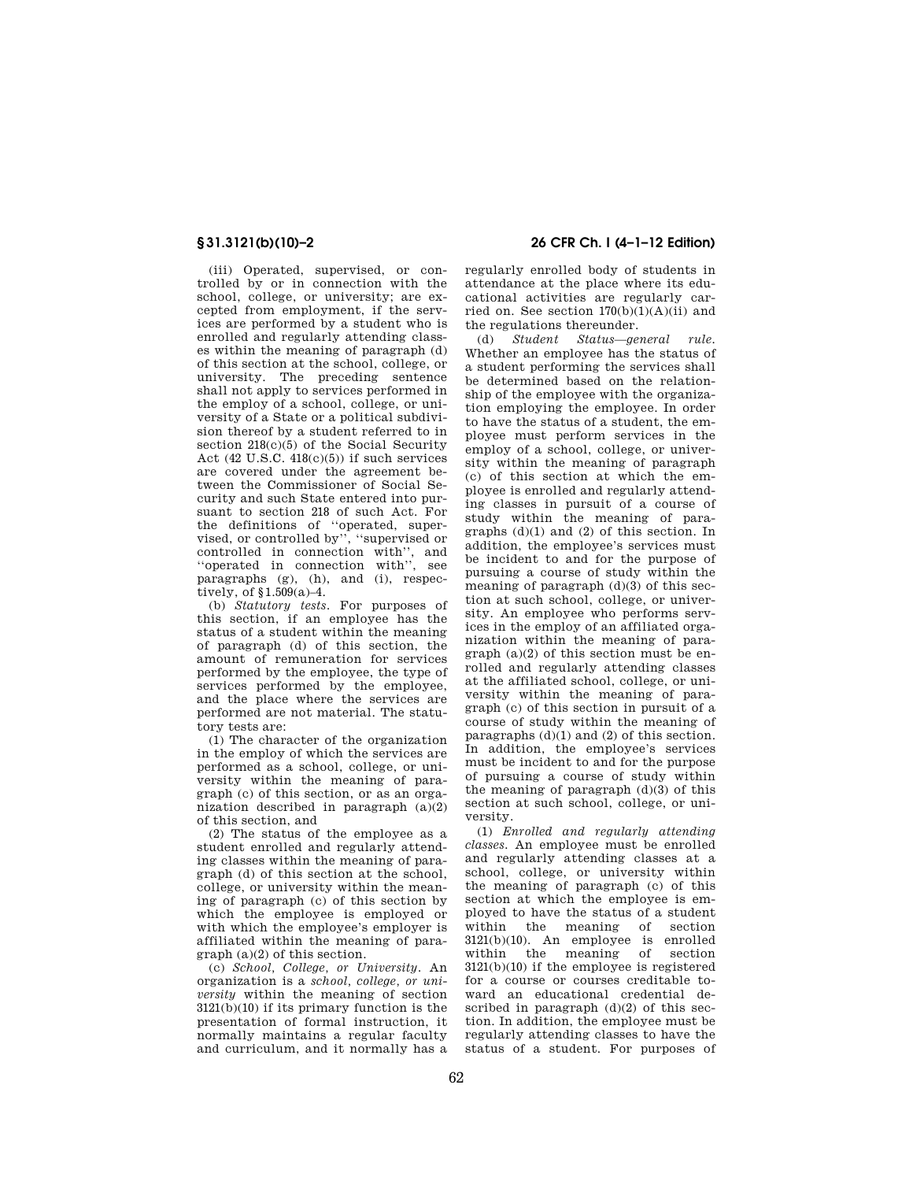(iii) Operated, supervised, or controlled by or in connection with the school, college, or university; are excepted from employment, if the services are performed by a student who is enrolled and regularly attending classes within the meaning of paragraph (d) of this section at the school, college, or university. The preceding sentence shall not apply to services performed in the employ of a school, college, or university of a State or a political subdivision thereof by a student referred to in section 218(c)(5) of the Social Security Act (42 U.S.C. 418(c)(5)) if such services are covered under the agreement between the Commissioner of Social Security and such State entered into pursuant to section 218 of such Act. For the definitions of ''operated, supervised, or controlled by'', ''supervised or controlled in connection with'', and ''operated in connection with'', see paragraphs (g), (h), and (i), respectively, of §1.509(a)–4.

(b) *Statutory tests.* For purposes of this section, if an employee has the status of a student within the meaning of paragraph (d) of this section, the amount of remuneration for services performed by the employee, the type of services performed by the employee, and the place where the services are performed are not material. The statutory tests are:

(1) The character of the organization in the employ of which the services are performed as a school, college, or university within the meaning of paragraph (c) of this section, or as an organization described in paragraph (a)(2) of this section, and

(2) The status of the employee as a student enrolled and regularly attending classes within the meaning of paragraph (d) of this section at the school, college, or university within the meaning of paragraph (c) of this section by which the employee is employed or with which the employee's employer is affiliated within the meaning of paragraph (a)(2) of this section.

(c) *School, College, or University.* An organization is a *school, college, or university* within the meaning of section 3121(b)(10) if its primary function is the presentation of formal instruction, it normally maintains a regular faculty and curriculum, and it normally has a regularly enrolled body of students in attendance at the place where its educational activities are regularly carried on. See section 170(b)(1)(A)(ii) and the regulations thereunder.

(d) *Student Status—general rule.* Whether an employee has the status of a student performing the services shall be determined based on the relationship of the employee with the organization employing the employee. In order to have the status of a student, the employee must perform services in the employ of a school, college, or university within the meaning of paragraph (c) of this section at which the employee is enrolled and regularly attending classes in pursuit of a course of study within the meaning of paragraphs (d)(1) and (2) of this section. In addition, the employee's services must be incident to and for the purpose of pursuing a course of study within the meaning of paragraph (d)(3) of this section at such school, college, or university. An employee who performs services in the employ of an affiliated organization within the meaning of paragraph (a)(2) of this section must be enrolled and regularly attending classes at the affiliated school, college, or university within the meaning of paragraph (c) of this section in pursuit of a course of study within the meaning of paragraphs (d)(1) and (2) of this section. In addition, the employee's services must be incident to and for the purpose of pursuing a course of study within the meaning of paragraph (d)(3) of this section at such school, college, or university.

(1) *Enrolled and regularly attending classes.* An employee must be enrolled and regularly attending classes at a school, college, or university within the meaning of paragraph (c) of this section at which the employee is employed to have the status of a student within the meaning of section 3121(b)(10). An employee is enrolled within the meaning of section 3121(b)(10) if the employee is registered for a course or courses creditable toward an educational credential described in paragraph (d)(2) of this section. In addition, the employee must be regularly attending classes to have the status of a student. For purposes of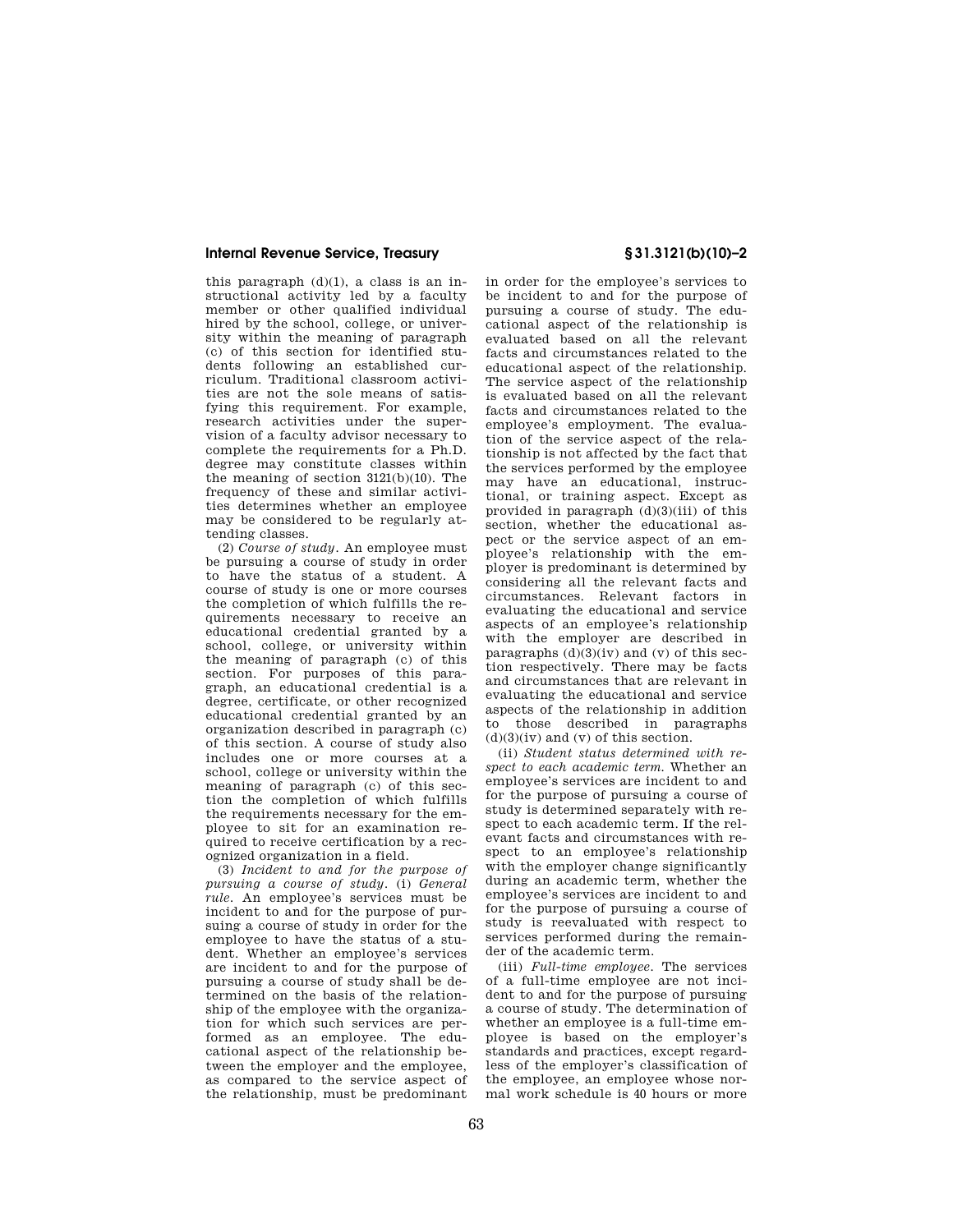this paragraph (d)(1), a class is an instructional activity led by a faculty member or other qualified individual hired by the school, college, or university within the meaning of paragraph (c) of this section for identified students following an established curriculum. Traditional classroom activities are not the sole means of satisfying this requirement. For example, research activities under the supervision of a faculty advisor necessary to complete the requirements for a Ph.D. degree may constitute classes within the meaning of section 3121(b)(10). The frequency of these and similar activities determines whether an employee may be considered to be regularly attending classes.

(2) *Course of study*. An employee must be pursuing a course of study in order to have the status of a student. A course of study is one or more courses the completion of which fulfills the requirements necessary to receive an educational credential granted by a school, college, or university within the meaning of paragraph (c) of this section. For purposes of this paragraph, an educational credential is a degree, certificate, or other recognized educational credential granted by an organization described in paragraph (c) of this section. A course of study also includes one or more courses at a school, college or university within the meaning of paragraph (c) of this section the completion of which fulfills the requirements necessary for the employee to sit for an examination required to receive certification by a recognized organization in a field.

(3) *Incident to and for the purpose of pursuing a course of study*. (i) *General rule*. An employee's services must be incident to and for the purpose of pursuing a course of study in order for the employee to have the status of a student. Whether an employee's services are incident to and for the purpose of pursuing a course of study shall be determined on the basis of the relationship of the employee with the organization for which such services are performed as an employee. The educational aspect of the relationship between the employer and the employee, as compared to the service aspect of the relationship, must be predominant in order for the employee's services to be incident to and for the purpose of pursuing a course of study. The educational aspect of the relationship is evaluated based on all the relevant facts and circumstances related to the educational aspect of the relationship. The service aspect of the relationship is evaluated based on all the relevant facts and circumstances related to the employee's employment. The evaluation of the service aspect of the relationship is not affected by the fact that the services performed by the employee may have an educational, instructional, or training aspect. Except as provided in paragraph (d)(3)(iii) of this section, whether the educational aspect or the service aspect of an employee's relationship with the employer is predominant is determined by considering all the relevant facts and circumstances. Relevant factors in evaluating the educational and service aspects of an employee's relationship with the employer are described in paragraphs (d)(3)(iv) and (v) of this section respectively. There may be facts and circumstances that are relevant in evaluating the educational and service aspects of the relationship in addition to those described in paragraphs (d)(3)(iv) and (v) of this section.

(ii) *Student status determined with respect to each academic term*. Whether an employee's services are incident to and for the purpose of pursuing a course of study is determined separately with respect to each academic term. If the relevant facts and circumstances with respect to an employee's relationship with the employer change significantly during an academic term, whether the employee's services are incident to and for the purpose of pursuing a course of study is reevaluated with respect to services performed during the remainder of the academic term.

(iii) *Full-time employee*. The services of a full-time employee are not incident to and for the purpose of pursuing a course of study. The determination of whether an employee is a full-time employee is based on the employer's standards and practices, except regardless of the employer's classification of the employee, an employee whose normal work schedule is 40 hours or more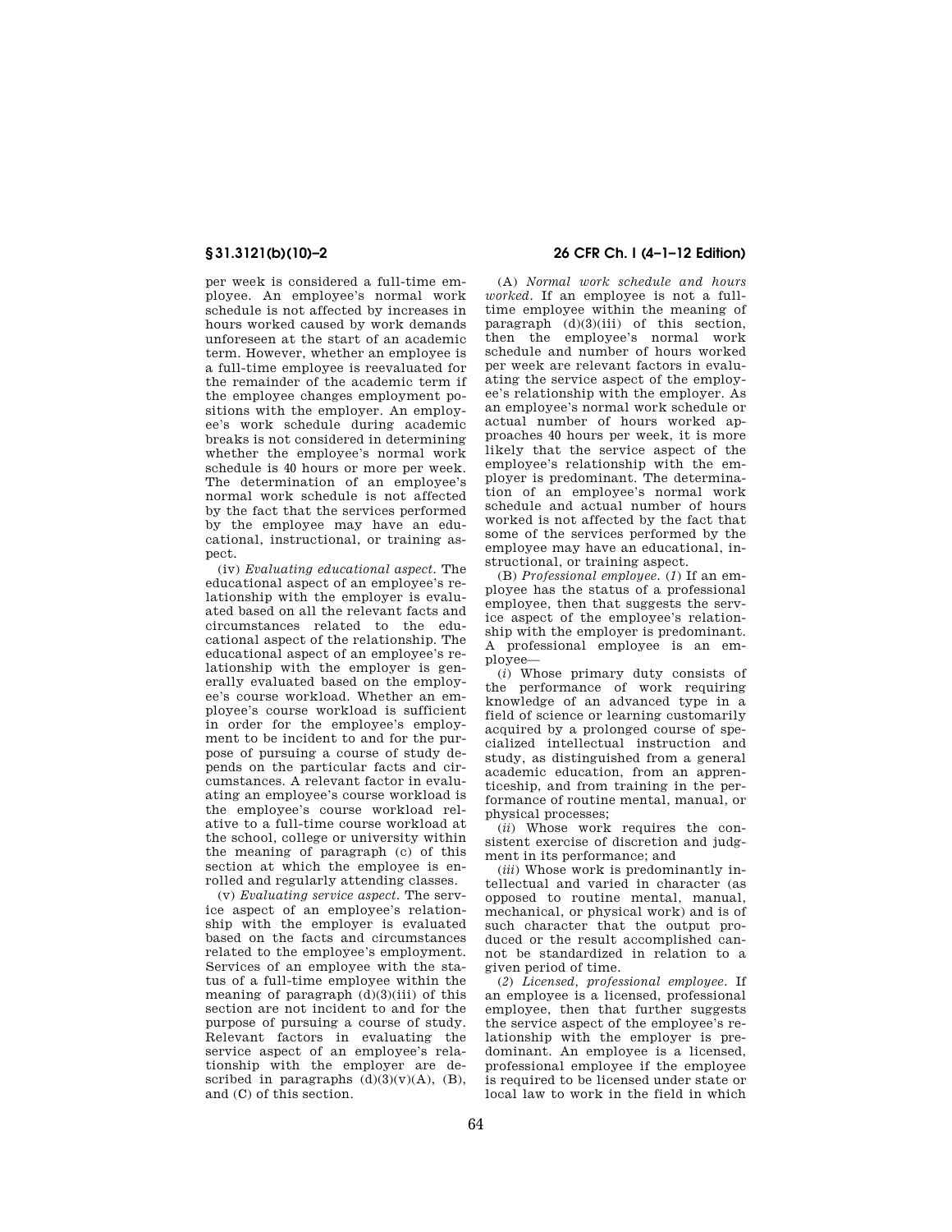per week is considered a full-time employee. An employee's normal work schedule is not affected by increases in hours worked caused by work demands unforeseen at the start of an academic term. However, whether an employee is a full-time employee is reevaluated for the remainder of the academic term if the employee changes employment positions with the employer. An employee's work schedule during academic breaks is not considered in determining whether the employee's normal work schedule is 40 hours or more per week. The determination of an employee's normal work schedule is not affected by the fact that the services performed by the employee may have an educational, instructional, or training aspect.

(iv) *Evaluating educational aspect.* The educational aspect of an employee's relationship with the employer is evaluated based on all the relevant facts and circumstances related to the educational aspect of the relationship. The educational aspect of an employee's relationship with the employer is generally evaluated based on the employee's course workload. Whether an employee's course workload is sufficient in order for the employee's employment to be incident to and for the purpose of pursuing a course of study depends on the particular facts and circumstances. A relevant factor in evaluating an employee's course workload is the employee's course workload relative to a full-time course workload at the school, college or university within the meaning of paragraph (c) of this section at which the employee is enrolled and regularly attending classes.

(v) *Evaluating service aspect.* The service aspect of an employee's relationship with the employer is evaluated based on the facts and circumstances related to the employee's employment. Services of an employee with the status of a full-time employee within the meaning of paragraph (d)(3)(iii) of this section are not incident to and for the purpose of pursuing a course of study. Relevant factors in evaluating the service aspect of an employee's relationship with the employer are described in paragraphs (d)(3)(v)(A), (B), and (C) of this section.

(A) *Normal work schedule and hours worked.* If an employee is not a full-time employee within the meaning of paragraph (d)(3)(iii) of this section, then the employee's normal work schedule and number of hours worked per week are relevant factors in evaluating the service aspect of the employee's relationship with the employer. As an employee's normal work schedule or actual number of hours worked approaches 40 hours per week, it is more likely that the service aspect of the employee's relationship with the employer is predominant. The determination of an employee's normal work schedule and actual number of hours worked is not affected by the fact that some of the services performed by the employee may have an educational, instructional, or training aspect.

(B) *Professional employee.* (*1*) If an employee has the status of a professional employee, then that suggests the service aspect of the employee's relationship with the employer is predominant. A professional employee is an employee—

(*i*) Whose primary duty consists of the performance of work requiring knowledge of an advanced type in a field of science or learning customarily acquired by a prolonged course of specialized intellectual instruction and study, as distinguished from a general academic education, from an apprenticeship, and from training in the performance of routine mental, manual, or physical processes;

(*ii*) Whose work requires the consistent exercise of discretion and judgment in its performance; and

(*iii*) Whose work is predominantly intellectual and varied in character (as opposed to routine mental, manual, mechanical, or physical work) and is of such character that the output produced or the result accomplished cannot be standardized in relation to a given period of time.

(*2*) *Licensed, professional employee.* If an employee is a licensed, professional employee, then that further suggests the service aspect of the employee's relationship with the employer is predominant. An employee is a licensed, professional employee if the employee is required to be licensed under state or local law to work in the field in which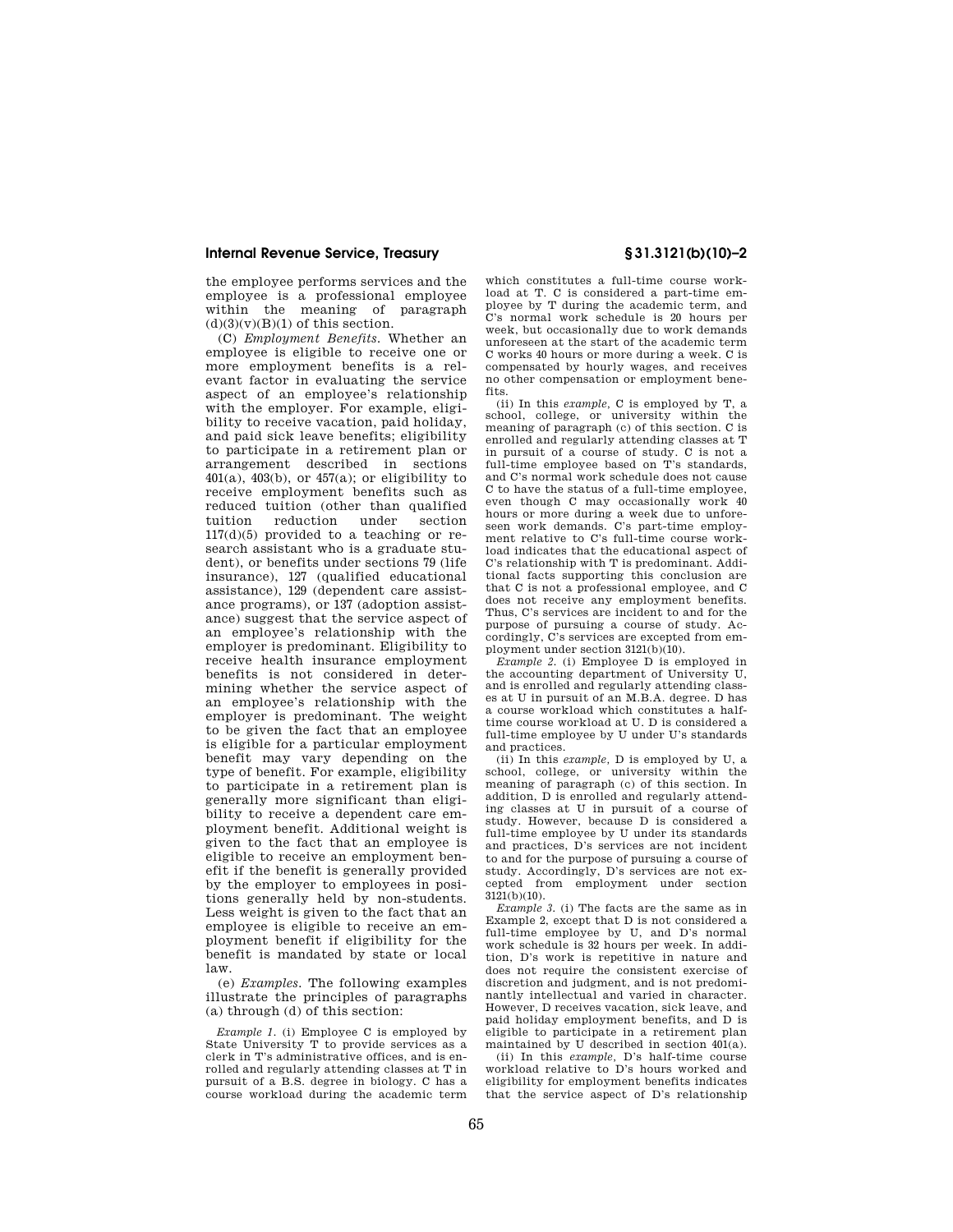the employee performs services and the employee is a professional employee within the meaning of paragraph (d)(3)(v)(B)(1) of this section.

(C) *Employment Benefits.* Whether an employee is eligible to receive one or more employment benefits is a relevant factor in evaluating the service aspect of an employee's relationship with the employer. For example, eligibility to receive vacation, paid holiday, and paid sick leave benefits; eligibility to participate in a retirement plan or arrangement described in sections 401(a), 403(b), or 457(a); or eligibility to receive employment benefits such as reduced tuition (other than qualified tuition reduction under section 117(d)(5) provided to a teaching or research assistant who is a graduate student), or benefits under sections 79 (life insurance), 127 (qualified educational assistance), 129 (dependent care assistance programs), or 137 (adoption assistance) suggest that the service aspect of an employee's relationship with the employer is predominant. Eligibility to receive health insurance employment benefits is not considered in determining whether the service aspect of an employee's relationship with the employer is predominant. The weight to be given the fact that an employee is eligible for a particular employment benefit may vary depending on the type of benefit. For example, eligibility to participate in a retirement plan is generally more significant than eligibility to receive a dependent care employment benefit. Additional weight is given to the fact that an employee is eligible to receive an employment benefit if the benefit is generally provided by the employer to employees in positions generally held by non-students. Less weight is given to the fact that an employee is eligible to receive an employment benefit if eligibility for the benefit is mandated by state or local law.

(e) *Examples.* The following examples illustrate the principles of paragraphs (a) through (d) of this section:

*Example 1.* (i) Employee C is employed by State University T to provide services as a clerk in T's administrative offices, and is enrolled and regularly attending classes at T in pursuit of a B.S. degree in biology. C has a course workload during the academic term which constitutes a full-time course workload at T. C is considered a part-time employee by T during the academic term, and C's normal work schedule is 20 hours per week, but occasionally due to work demands unforeseen at the start of the academic term C works 40 hours or more during a week. C is compensated by hourly wages, and receives no other compensation or employment benefits.

(ii) In this *example,* C is employed by T, a school, college, or university within the meaning of paragraph (c) of this section. C is enrolled and regularly attending classes at T in pursuit of a course of study. C is not a full-time employee based on T's standards, and C's normal work schedule does not cause C to have the status of a full-time employee, even though C may occasionally work 40 hours or more during a week due to unforeseen work demands. C's part-time employment relative to C's full-time course workload indicates that the educational aspect of C's relationship with T is predominant. Additional facts supporting this conclusion are that C is not a professional employee, and C does not receive any employment benefits. Thus, C's services are incident to and for the purpose of pursuing a course of study. Accordingly, C's services are excepted from employment under section 3121(b)(10).

*Example 2.* (i) Employee D is employed in the accounting department of University U, and is enrolled and regularly attending classes at U in pursuit of an M.B.A. degree. D has a course workload which constitutes a half-time course workload at U. D is considered a full-time employee by U under U's standards and practices.

(ii) In this *example,* D is employed by U, a school, college, or university within the meaning of paragraph (c) of this section. In addition, D is enrolled and regularly attending classes at U in pursuit of a course of study. However, because D is considered a full-time employee by U under its standards and practices, D's services are not incident to and for the purpose of pursuing a course of study. Accordingly, D's services are not excepted from employment under section 3121(b)(10).

*Example 3.* (i) The facts are the same as in Example 2, except that D is not considered a full-time employee by U, and D's normal work schedule is 32 hours per week. In addition, D's work is repetitive in nature and does not require the consistent exercise of discretion and judgment, and is not predominantly intellectual and varied in character. However, D receives vacation, sick leave, and paid holiday employment benefits, and D is eligible to participate in a retirement plan maintained by U described in section 401(a).

(ii) In this *example,* D's half-time course workload relative to D's hours worked and eligibility for employment benefits indicates that the service aspect of D's relationship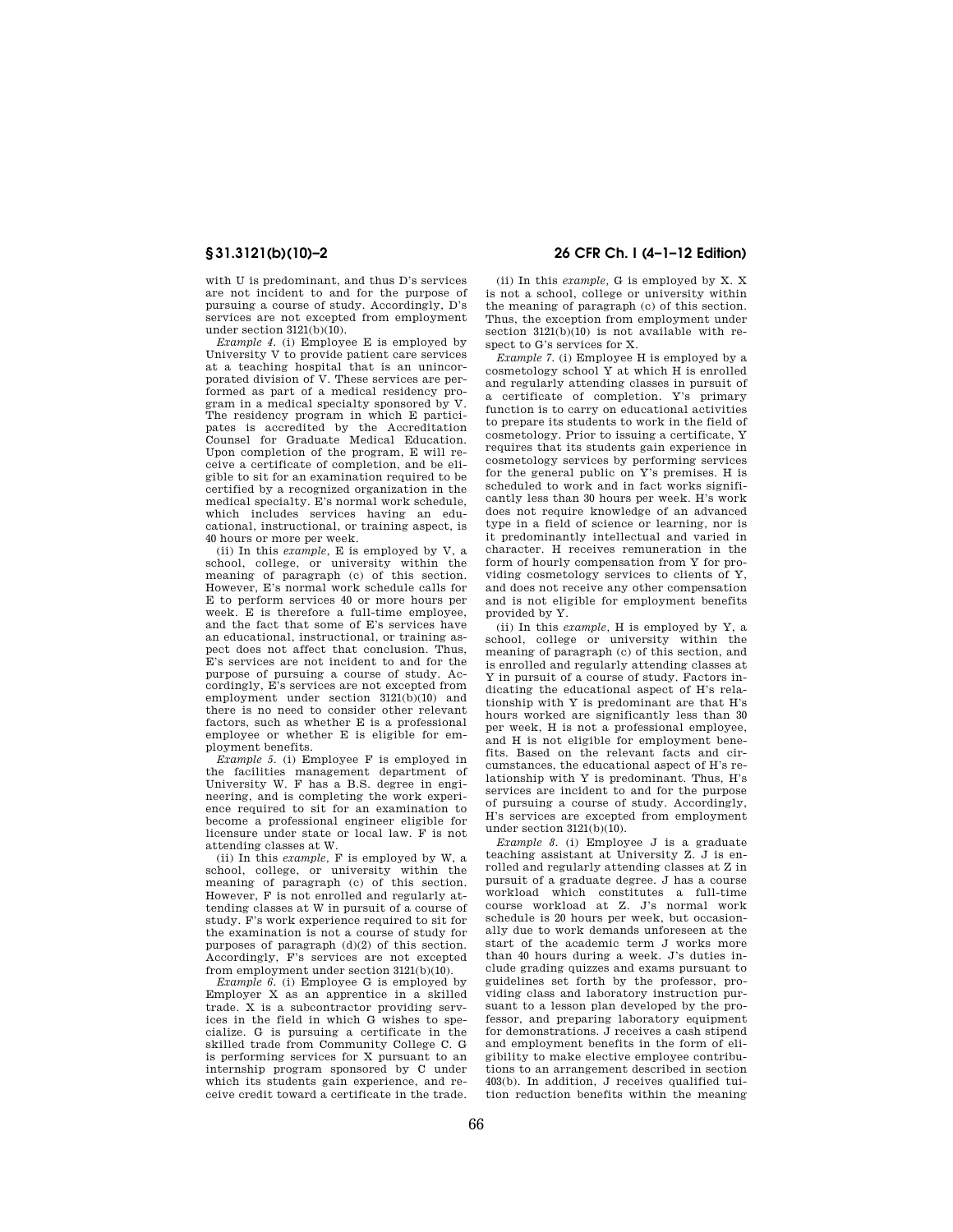with U is predominant, and thus D's services are not incident to and for the purpose of pursuing a course of study. Accordingly, D's services are not excepted from employment under section 3121(b)(10).

*Example 4.* (i) Employee E is employed by University V to provide patient care services at a teaching hospital that is an unincorporated division of V. These services are performed as part of a medical residency program in a medical specialty sponsored by V. The residency program in which E participates is accredited by the Accreditation Counsel for Graduate Medical Education. Upon completion of the program, E will receive a certificate of completion, and be eligible to sit for an examination required to be certified by a recognized organization in the medical specialty. E's normal work schedule, which includes services having an educational, instructional, or training aspect, is 40 hours or more per week.

(ii) In this *example,* E is employed by V, a school, college, or university within the meaning of paragraph (c) of this section. However, E's normal work schedule calls for E to perform services 40 or more hours per week. E is therefore a full-time employee, and the fact that some of E's services have an educational, instructional, or training aspect does not affect that conclusion. Thus, E's services are not incident to and for the purpose of pursuing a course of study. Accordingly, E's services are not excepted from employment under section 3121(b)(10) and there is no need to consider other relevant factors, such as whether E is a professional employee or whether E is eligible for employment benefits.

*Example 5.* (i) Employee F is employed in the facilities management department of University W. F has a B.S. degree in engineering, and is completing the work experience required to sit for an examination to become a professional engineer eligible for licensure under state or local law. F is not attending classes at W.

(ii) In this *example,* F is employed by W, a school, college, or university within the meaning of paragraph (c) of this section. However, F is not enrolled and regularly attending classes at W in pursuit of a course of study. F's work experience required to sit for the examination is not a course of study for purposes of paragraph (d)(2) of this section. Accordingly, F's services are not excepted from employment under section 3121(b)(10).

*Example 6.* (i) Employee G is employed by Employer X as an apprentice in a skilled trade. X is a subcontractor providing services in the field in which G wishes to specialize. G is pursuing a certificate in the skilled trade from Community College C. G is performing services for X pursuant to an internship program sponsored by C under which its students gain experience, and receive credit toward a certificate in the trade.

(ii) In this *example,* G is employed by X. X is not a school, college or university within the meaning of paragraph (c) of this section. Thus, the exception from employment under section 3121(b)(10) is not available with respect to G's services for X.

*Example 7.* (i) Employee H is employed by a cosmetology school Y at which H is enrolled and regularly attending classes in pursuit of a certificate of completion. Y's primary function is to carry on educational activities to prepare its students to work in the field of cosmetology. Prior to issuing a certificate, Y requires that its students gain experience in cosmetology services by performing services for the general public on Y's premises. H is scheduled to work and in fact works significantly less than 30 hours per week. H's work does not require knowledge of an advanced type in a field of science or learning, nor is it predominantly intellectual and varied in character. H receives remuneration in the form of hourly compensation from Y for providing cosmetology services to clients of Y, and does not receive any other compensation and is not eligible for employment benefits provided by Y.

(ii) In this *example,* H is employed by Y, a school, college or university within the meaning of paragraph (c) of this section, and is enrolled and regularly attending classes at Y in pursuit of a course of study. Factors indicating the educational aspect of H's relationship with Y is predominant are that H's hours worked are significantly less than 30 per week, H is not a professional employee, and H is not eligible for employment benefits. Based on the relevant facts and circumstances, the educational aspect of H's relationship with Y is predominant. Thus, H's services are incident to and for the purpose of pursuing a course of study. Accordingly, H's services are excepted from employment under section 3121(b)(10).

*Example 8.* (i) Employee J is a graduate teaching assistant at University Z. J is enrolled and regularly attending classes at Z in pursuit of a graduate degree. J has a course workload which constitutes a full-time course workload at Z. J's normal work schedule is 20 hours per week, but occasionally due to work demands unforeseen at the start of the academic term J works more than 40 hours during a week. J's duties include grading quizzes and exams pursuant to guidelines set forth by the professor, providing class and laboratory instruction pursuant to a lesson plan developed by the professor, and preparing laboratory equipment for demonstrations. J receives a cash stipend and employment benefits in the form of eligibility to make elective employee contributions to an arrangement described in section 403(b). In addition, J receives qualified tuition reduction benefits within the meaning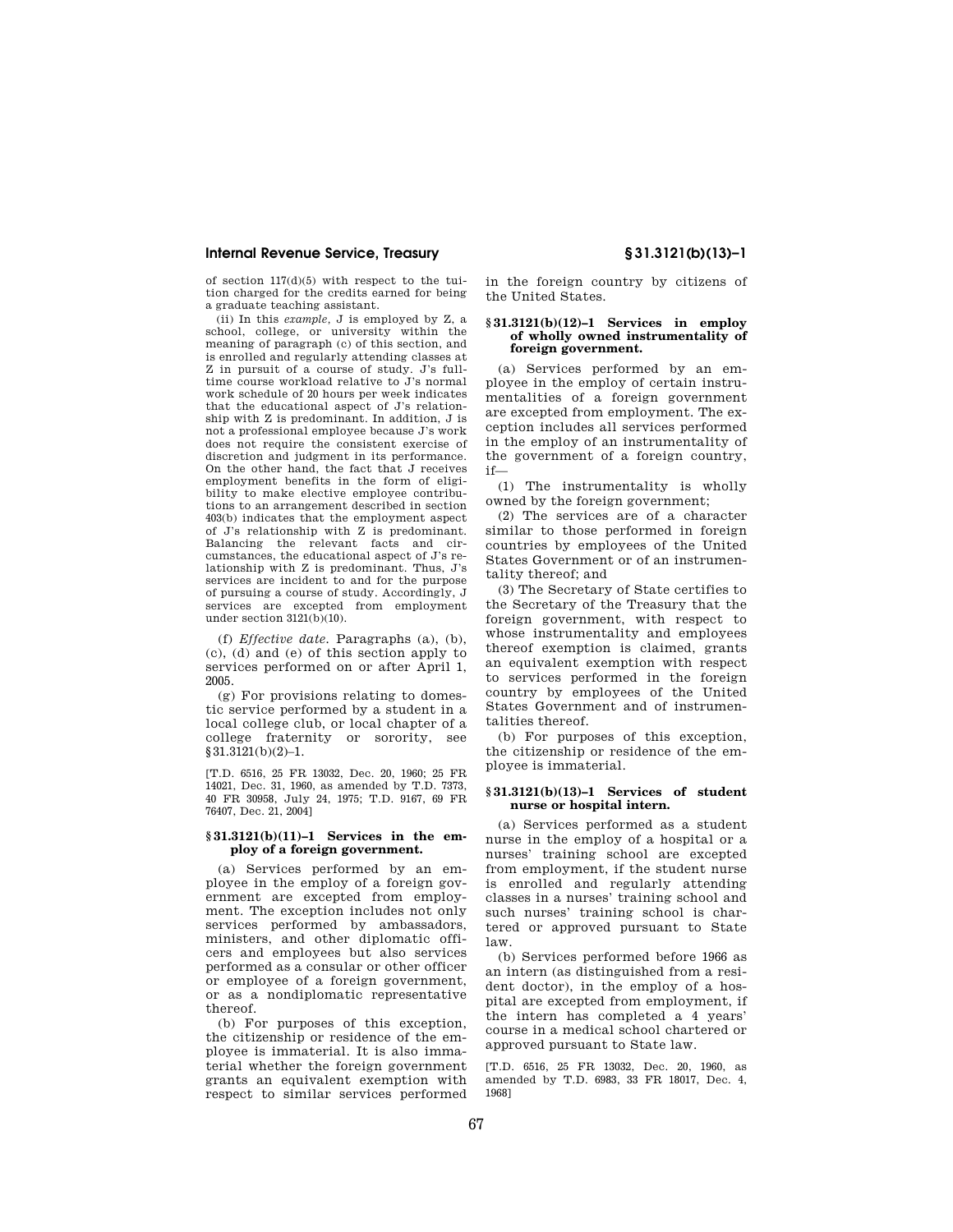of section 117(d)(5) with respect to the tuition charged for the credits earned for being a graduate teaching assistant.

(ii) In this *example*, J is employed by Z, a school, college, or university within the meaning of paragraph (c) of this section, and is enrolled and regularly attending classes at Z in pursuit of a course of study. J's full-time course workload relative to J's normal work schedule of 20 hours per week indicates that the educational aspect of J's relationship with Z is predominant. In addition, J is not a professional employee because J's work does not require the consistent exercise of discretion and judgment in its performance. On the other hand, the fact that J receives employment benefits in the form of eligibility to make elective employee contributions to an arrangement described in section 403(b) indicates that the employment aspect of J's relationship with Z is predominant. Balancing the relevant facts and circumstances, the educational aspect of J's relationship with Z is predominant. Thus, J's services are incident to and for the purpose of pursuing a course of study. Accordingly, J services are excepted from employment under section 3121(b)(10).

(f) *Effective date.* Paragraphs (a), (b), (c), (d) and (e) of this section apply to services performed on or after April 1, 2005.

(g) For provisions relating to domestic service performed by a student in a local college club, or local chapter of a college fraternity or sorority, see §31.3121(b)(2)–1.

[T.D. 6516, 25 FR 13032, Dec. 20, 1960; 25 FR 14021, Dec. 31, 1960, as amended by T.D. 7373, 40 FR 30958, July 24, 1975; T.D. 9167, 69 FR 76407, Dec. 21, 2004]

### §31.3121(b)(11)–1 Services in the employ of a foreign government.

(a) Services performed by an employee in the employ of a foreign government are excepted from employment. The exception includes not only services performed by ambassadors, ministers, and other diplomatic officers and employees but also services performed as a consular or other officer or employee of a foreign government, or as a nondiplomatic representative thereof.

(b) For purposes of this exception, the citizenship or residence of the employee is immaterial. It is also immaterial whether the foreign government grants an equivalent exemption with respect to similar services performed in the foreign country by citizens of the United States.

### §31.3121(b)(12)–1 Services in employ of wholly owned instrumentality of foreign government.

(a) Services performed by an employee in the employ of certain instrumentalities of a foreign government are excepted from employment. The exception includes all services performed in the employ of an instrumentality of the government of a foreign country, if—

(1) The instrumentality is wholly owned by the foreign government;

(2) The services are of a character similar to those performed in foreign countries by employees of the United States Government or of an instrumentality thereof; and

(3) The Secretary of State certifies to the Secretary of the Treasury that the foreign government, with respect to whose instrumentality and employees thereof exemption is claimed, grants an equivalent exemption with respect to services performed in the foreign country by employees of the United States Government and of instrumentalities thereof.

(b) For purposes of this exception, the citizenship or residence of the employee is immaterial.

### §31.3121(b)(13)–1 Services of student nurse or hospital intern.

(a) Services performed as a student nurse in the employ of a hospital or a nurses' training school are excepted from employment, if the student nurse is enrolled and regularly attending classes in a nurses' training school and such nurses' training school is chartered or approved pursuant to State law.

(b) Services performed before 1966 as an intern (as distinguished from a resident doctor), in the employ of a hospital are excepted from employment, if the intern has completed a 4 years' course in a medical school chartered or approved pursuant to State law.

[T.D. 6516, 25 FR 13032, Dec. 20, 1960, as amended by T.D. 6983, 33 FR 18017, Dec. 4, 1968]